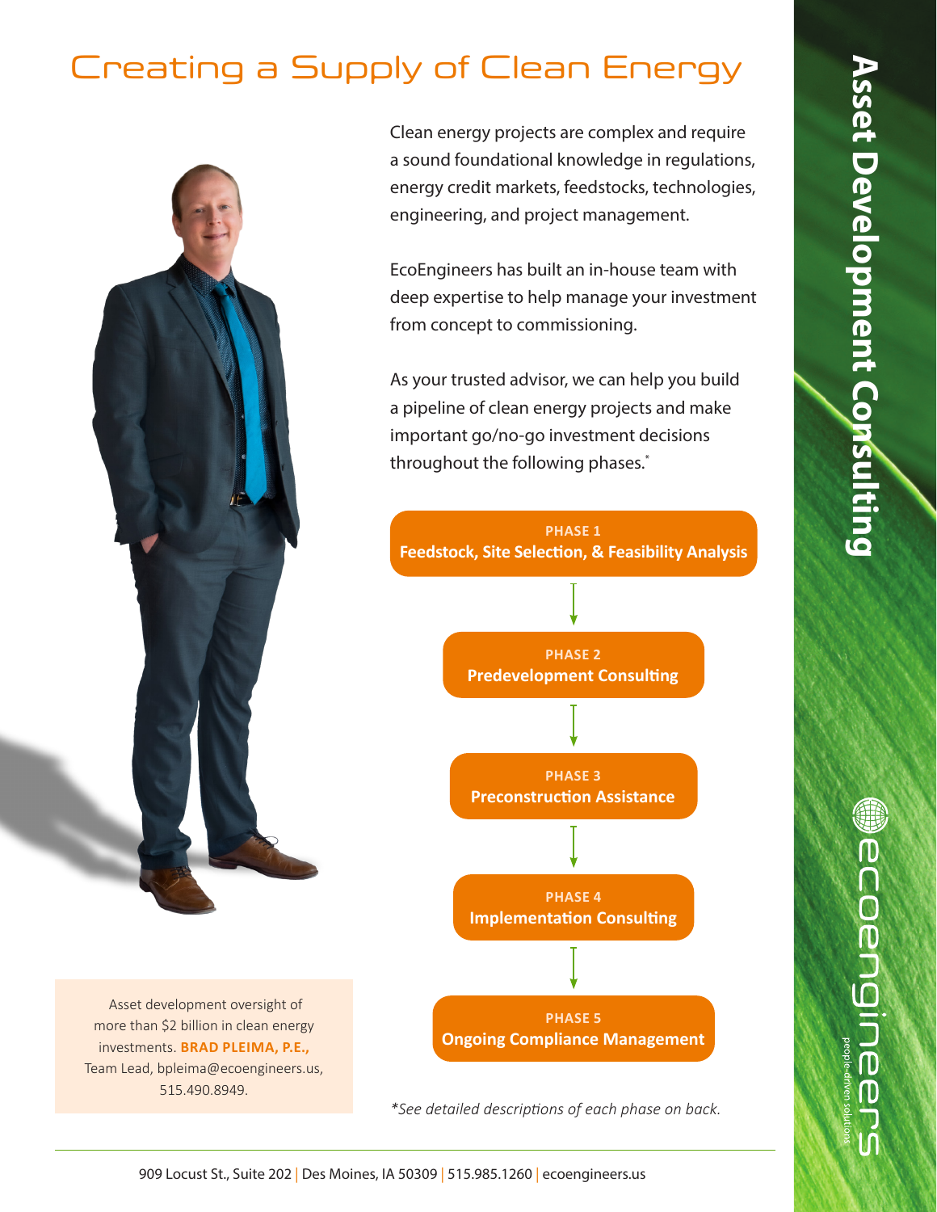# Creating a Supply of Clean Energy

## Asset Development Consulting

Clean energy projects are complex and require a sound foundational knowledge in regulations, energy credit markets, feedstocks, technologies, engineering, and project management.

EcoEngineers has built an in-house team with deep expertise to help manage your investment from concept to commissioning.

As your trusted advisor, we can help you build a pipeline of clean energy projects and make important go/no-go investment decisions throughout the following phases.*

**PHASE 1**
**Feedstock, Site Selection, & Feasibility Analysis**

↓

**PHASE 2**
**Predevelopment Consulting**

↓

**PHASE 3**
**Preconstruction Assistance**

↓

**PHASE 4**
**Implementation Consulting**

↓

**PHASE 5**
**Ongoing Compliance Management**

*\*See detailed descriptions of each phase on back.*

Asset development oversight of more than $2 billion in clean energy investments. **BRAD PLEIMA, P.E.,** Team Lead, bpleima@ecoengineers.us, 515.490.8949.

ecoengineers — people-driven solutions

909 Locust St., Suite 202 | Des Moines, IA 50309 | 515.985.1260 | ecoengineers.us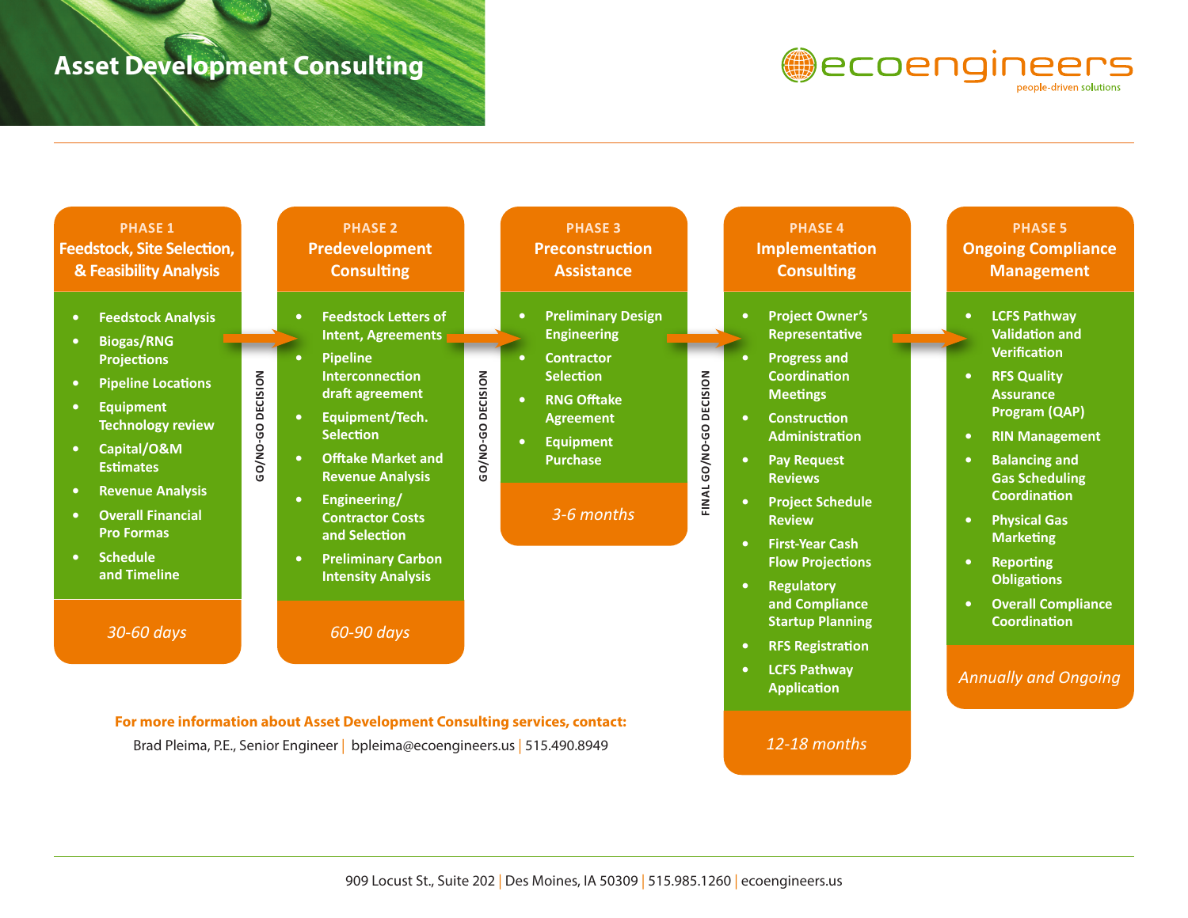# Asset Development Consulting

ecoengineers
people-driven solutions

## PHASE 1
### Feedstock, Site Selection, & Feasibility Analysis

- Feedstock Analysis
- Biogas/RNG Projections
- Pipeline Locations
- Equipment Technology review
- Capital/O&M Estimates
- Revenue Analysis
- Overall Financial Pro Formas
- Schedule and Timeline

*30-60 days*

GO/NO-GO DECISION

## PHASE 2
### Predevelopment Consulting

- Feedstock Letters of Intent, Agreements
- Pipeline Interconnection draft agreement
- Equipment/Tech. Selection
- Offtake Market and Revenue Analysis
- Engineering/ Contractor Costs and Selection
- Preliminary Carbon Intensity Analysis

*60-90 days*

GO/NO-GO DECISION

## PHASE 3
### Preconstruction Assistance

- Preliminary Design Engineering
- Contractor Selection
- RNG Offtake Agreement
- Equipment Purchase

*3-6 months*

FINAL GO/NO-GO DECISION

## PHASE 4
### Implementation Consulting

- Project Owner's Representative
- Progress and Coordination Meetings
- Construction Administration
- Pay Request Reviews
- Project Schedule Review
- First-Year Cash Flow Projections
- Regulatory and Compliance Startup Planning
- RFS Registration
- LCFS Pathway Application

*12-18 months*

## PHASE 5
### Ongoing Compliance Management

- LCFS Pathway Validation and Verification
- RFS Quality Assurance Program (QAP)
- RIN Management
- Balancing and Gas Scheduling Coordination
- Physical Gas Marketing
- Reporting Obligations
- Overall Compliance Coordination

*Annually and Ongoing*

**For more information about Asset Development Consulting services, contact:**

Brad Pleima, P.E., Senior Engineer | bpleima@ecoengineers.us | 515.490.8949

909 Locust St., Suite 202 | Des Moines, IA 50309 | 515.985.1260 | ecoengineers.us